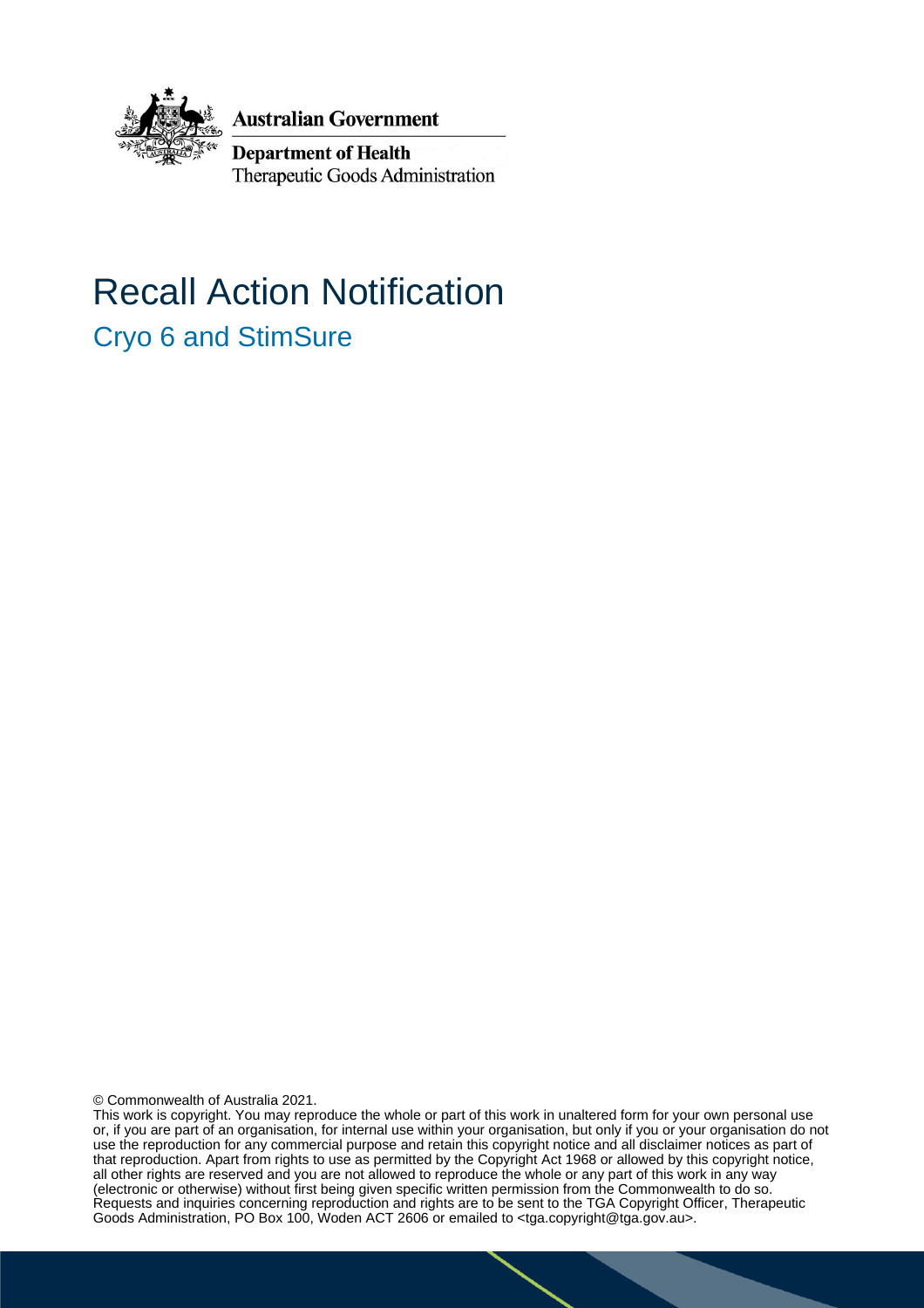Australian Government

Department of Health
Therapeutic Goods Administration

# Recall Action Notification

## Cryo 6 and StimSure

© Commonwealth of Australia 2021.
This work is copyright. You may reproduce the whole or part of this work in unaltered form for your own personal use or, if you are part of an organisation, for internal use within your organisation, but only if you or your organisation do not use the reproduction for any commercial purpose and retain this copyright notice and all disclaimer notices as part of that reproduction. Apart from rights to use as permitted by the Copyright Act 1968 or allowed by this copyright notice, all other rights are reserved and you are not allowed to reproduce the whole or any part of this work in any way (electronic or otherwise) without first being given specific written permission from the Commonwealth to do so. Requests and inquiries concerning reproduction and rights are to be sent to the TGA Copyright Officer, Therapeutic Goods Administration, PO Box 100, Woden ACT 2606 or emailed to <tga.copyright@tga.gov.au>.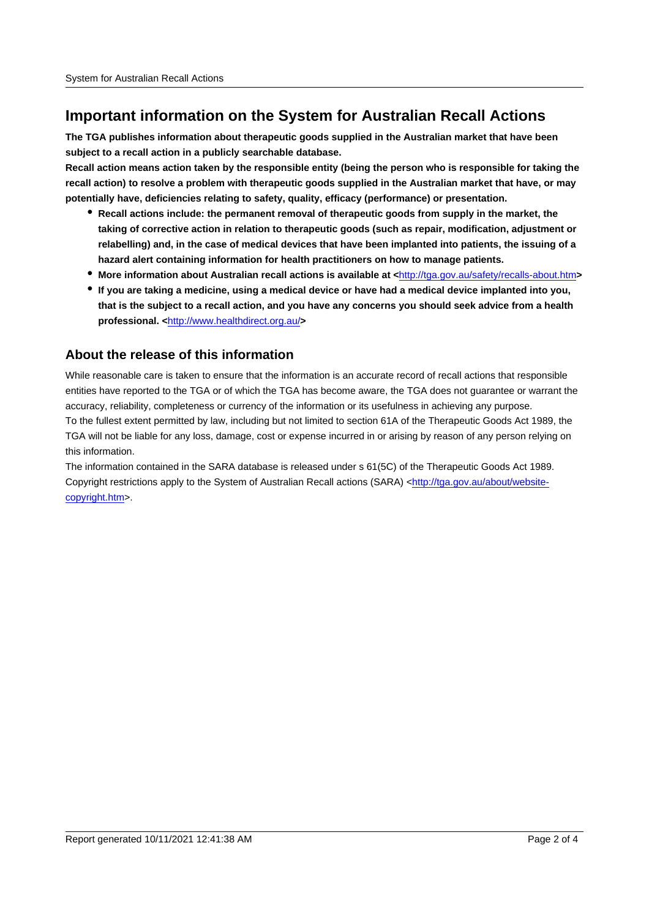# Important information on the System for Australian Recall Actions

**The TGA publishes information about therapeutic goods supplied in the Australian market that have been subject to a recall action in a publicly searchable database.**

**Recall action means action taken by the responsible entity (being the person who is responsible for taking the recall action) to resolve a problem with therapeutic goods supplied in the Australian market that have, or may potentially have, deficiencies relating to safety, quality, efficacy (performance) or presentation.**

- **Recall actions include: the permanent removal of therapeutic goods from supply in the market, the taking of corrective action in relation to therapeutic goods (such as repair, modification, adjustment or relabelling) and, in the case of medical devices that have been implanted into patients, the issuing of a hazard alert containing information for health practitioners on how to manage patients.**
- **More information about Australian recall actions is available at <**http://tga.gov.au/safety/recalls-about.htm**>**
- **If you are taking a medicine, using a medical device or have had a medical device implanted into you, that is the subject to a recall action, and you have any concerns you should seek advice from a health professional. <**http://www.healthdirect.org.au/**>**

## About the release of this information

While reasonable care is taken to ensure that the information is an accurate record of recall actions that responsible entities have reported to the TGA or of which the TGA has become aware, the TGA does not guarantee or warrant the accuracy, reliability, completeness or currency of the information or its usefulness in achieving any purpose.

To the fullest extent permitted by law, including but not limited to section 61A of the Therapeutic Goods Act 1989, the TGA will not be liable for any loss, damage, cost or expense incurred in or arising by reason of any person relying on this information.

The information contained in the SARA database is released under s 61(5C) of the Therapeutic Goods Act 1989.

Copyright restrictions apply to the System of Australian Recall actions (SARA) <http://tga.gov.au/about/website-copyright.htm>.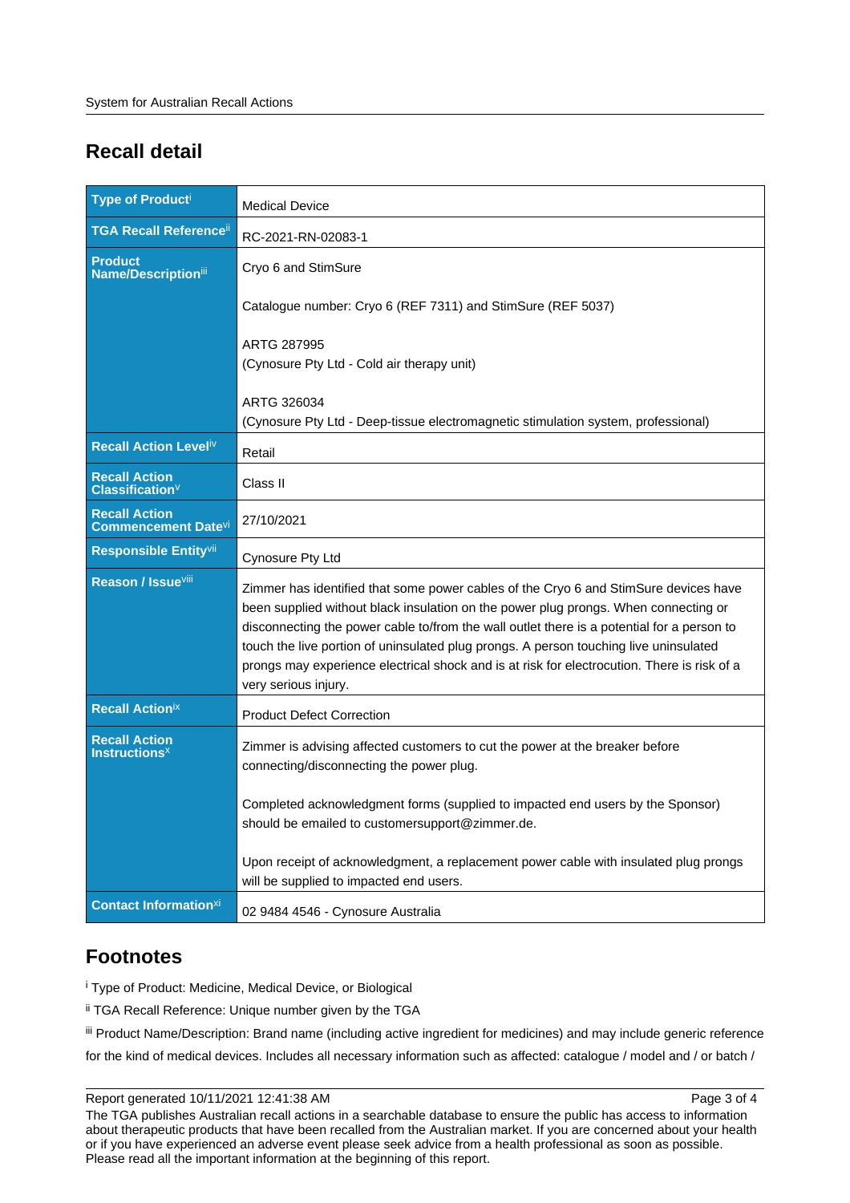## Recall detail

| Field | Details |
|---|---|
| Type of Product[i] | Medical Device |
| TGA Recall Reference[ii] | RC-2021-RN-02083-1 |
| Product Name/Description[iii] | Cryo 6 and StimSure<br><br>Catalogue number: Cryo 6 (REF 7311) and StimSure (REF 5037)<br><br>ARTG 287995<br>(Cynosure Pty Ltd - Cold air therapy unit)<br><br>ARTG 326034<br>(Cynosure Pty Ltd - Deep-tissue electromagnetic stimulation system, professional) |
| Recall Action Level[iv] | Retail |
| Recall Action Classification[v] | Class II |
| Recall Action Commencement Date[vi] | 27/10/2021 |
| Responsible Entity[vii] | Cynosure Pty Ltd |
| Reason / Issue[viii] | Zimmer has identified that some power cables of the Cryo 6 and StimSure devices have been supplied without black insulation on the power plug prongs. When connecting or disconnecting the power cable to/from the wall outlet there is a potential for a person to touch the live portion of uninsulated plug prongs. A person touching live uninsulated prongs may experience electrical shock and is at risk for electrocution. There is risk of a very serious injury. |
| Recall Action[ix] | Product Defect Correction |
| Recall Action Instructions[x] | Zimmer is advising affected customers to cut the power at the breaker before connecting/disconnecting the power plug.<br><br>Completed acknowledgment forms (supplied to impacted end users by the Sponsor) should be emailed to customersupport@zimmer.de.<br><br>Upon receipt of acknowledgment, a replacement power cable with insulated plug prongs will be supplied to impacted end users. |
| Contact Information[xi] | 02 9484 4546 - Cynosure Australia |

## Footnotes

[i] Type of Product: Medicine, Medical Device, or Biological

[ii] TGA Recall Reference: Unique number given by the TGA

[iii] Product Name/Description: Brand name (including active ingredient for medicines) and may include generic reference for the kind of medical devices. Includes all necessary information such as affected: catalogue / model and / or batch /

Report generated 10/11/2021 12:41:38 AM

The TGA publishes Australian recall actions in a searchable database to ensure the public has access to information about therapeutic products that have been recalled from the Australian market. If you are concerned about your health or if you have experienced an adverse event please seek advice from a health professional as soon as possible. Please read all the important information at the beginning of this report.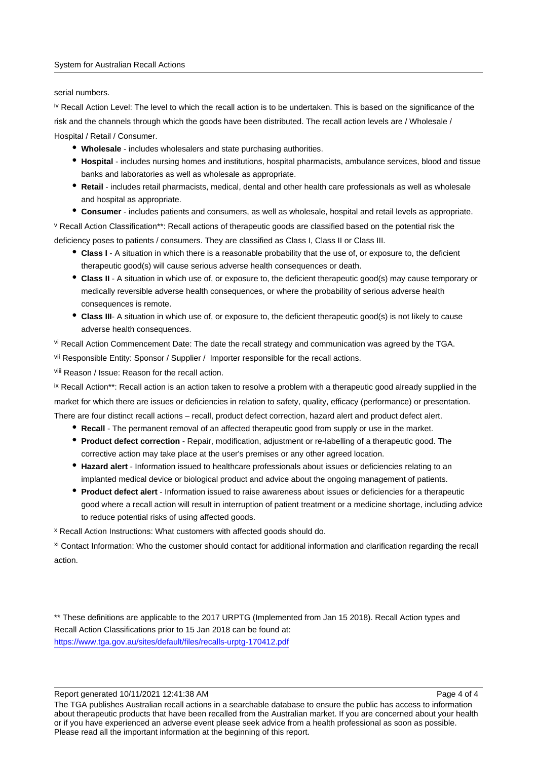serial numbers.

[iv] Recall Action Level: The level to which the recall action is to be undertaken. This is based on the significance of the risk and the channels through which the goods have been distributed. The recall action levels are / Wholesale / Hospital / Retail / Consumer.

- **Wholesale** - includes wholesalers and state purchasing authorities.
- **Hospital** - includes nursing homes and institutions, hospital pharmacists, ambulance services, blood and tissue banks and laboratories as well as wholesale as appropriate.
- **Retail** - includes retail pharmacists, medical, dental and other health care professionals as well as wholesale and hospital as appropriate.
- **Consumer** - includes patients and consumers, as well as wholesale, hospital and retail levels as appropriate.

[v] Recall Action Classification**: Recall actions of therapeutic goods are classified based on the potential risk the deficiency poses to patients / consumers. They are classified as Class I, Class II or Class III.

- **Class I** - A situation in which there is a reasonable probability that the use of, or exposure to, the deficient therapeutic good(s) will cause serious adverse health consequences or death.
- **Class II** - A situation in which use of, or exposure to, the deficient therapeutic good(s) may cause temporary or medically reversible adverse health consequences, or where the probability of serious adverse health consequences is remote.
- **Class III**- A situation in which use of, or exposure to, the deficient therapeutic good(s) is not likely to cause adverse health consequences.

[vi] Recall Action Commencement Date: The date the recall strategy and communication was agreed by the TGA.

[vii] Responsible Entity: Sponsor / Supplier / Importer responsible for the recall actions.

[viii] Reason / Issue: Reason for the recall action.

[ix] Recall Action**: Recall action is an action taken to resolve a problem with a therapeutic good already supplied in the market for which there are issues or deficiencies in relation to safety, quality, efficacy (performance) or presentation. There are four distinct recall actions – recall, product defect correction, hazard alert and product defect alert.

- **Recall** - The permanent removal of an affected therapeutic good from supply or use in the market.
- **Product defect correction** - Repair, modification, adjustment or re-labelling of a therapeutic good. The corrective action may take place at the user's premises or any other agreed location.
- **Hazard alert** - Information issued to healthcare professionals about issues or deficiencies relating to an implanted medical device or biological product and advice about the ongoing management of patients.
- **Product defect alert** - Information issued to raise awareness about issues or deficiencies for a therapeutic good where a recall action will result in interruption of patient treatment or a medicine shortage, including advice to reduce potential risks of using affected goods.

[x] Recall Action Instructions: What customers with affected goods should do.

[xi] Contact Information: Who the customer should contact for additional information and clarification regarding the recall action.

** These definitions are applicable to the 2017 URPTG (Implemented from Jan 15 2018). Recall Action types and Recall Action Classifications prior to 15 Jan 2018 can be found at: https://www.tga.gov.au/sites/default/files/recalls-urptg-170412.pdf

Report generated 10/11/2021 12:41:38 AM

The TGA publishes Australian recall actions in a searchable database to ensure the public has access to information about therapeutic products that have been recalled from the Australian market. If you are concerned about your health or if you have experienced an adverse event please seek advice from a health professional as soon as possible. Please read all the important information at the beginning of this report.